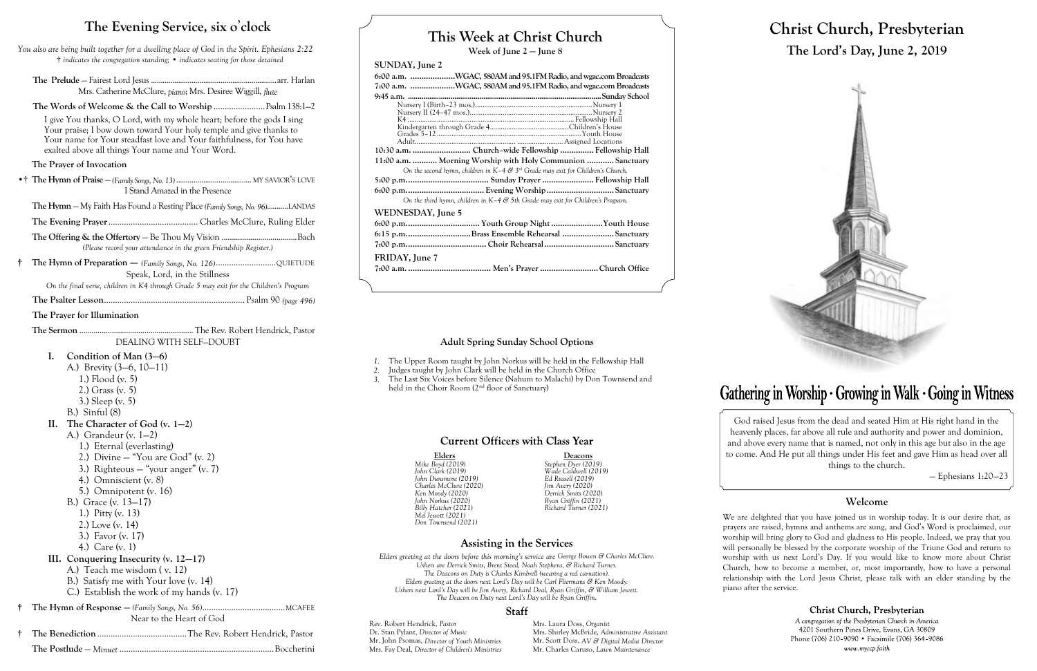## The Evening Service, six o'clock

*You also are being built together for a dwelling place of God in the Spirit. Ephesians 2:22*
*† indicates the congregation standing; • indicates seating for those detained*

**The Prelude** — Fairest Lord Jesus ........ arr. Harlan
Mrs. Catherine McClure, *piano*; Mrs. Desiree Wiggill, *flute*

**The Words of Welcome & the Call to Worship** ........ Psalm 138:1–2

I give You thanks, O Lord, with my whole heart; before the gods I sing Your praise; I bow down toward Your holy temple and give thanks to Your name for Your steadfast love and Your faithfulness, for You have exalted above all things Your name and Your Word.

**The Prayer of Invocation**

•† **The Hymn of Praise** — *(Family Songs, No. 13)* ........ MY SAVIOR'S LOVE
I Stand Amazed in the Presence

**The Hymn** — My Faith Has Found a Resting Place *(Family Songs, No. 96)* ........ LANDAS

**The Evening Prayer** ........ Charles McClure, Ruling Elder

**The Offering & the Offertory** — Be Thou My Vision ........ Bach
*(Please record your attendance in the green Friendship Register.)*

† **The Hymn of Preparation** — *(Family Songs, No. 126)* ........ QUIETUDE
Speak, Lord, in the Stillness
*On the final verse, children in K4 through Grade 5 may exit for the Children's Program*

**The Psalter Lesson** ........ Psalm 90 *(page 496)*

**The Prayer for Illumination**

**The Sermon** ........ The Rev. Robert Hendrick, Pastor
DEALING WITH SELF–DOUBT

I. **Condition of Man (3—6)**
   - A.) Brevity (3—6, 10—11)
     - 1.) Flood (v. 5)
     - 2.) Grass (v. 5)
     - 3.) Sleep (v. 5)
   - B.) Sinful (8)

II. **The Character of God (v. 1—2)**
   - A.) Grandeur (v. 1—2)
     - 1.) Eternal (everlasting)
     - 2.) Divine — "You are God" (v. 2)
     - 3.) Righteous — "your anger" (v. 7)
     - 4.) Omniscient (v. 8)
     - 5.) Omnipotent (v. 16)
   - B.) Grace (v. 13—17)
     - 1.) Pitty (v. 13)
     - 2.) Love (v. 14)
     - 3.) Favor (v. 17)
     - 4.) Care (v. 1)

III. **Conquering Insecurity (v. 12—17)**
   - A.) Teach me wisdom ( v. 12)
   - B.) Satisfy me with Your love (v. 14)
   - C.) Establish the work of my hands (v. 17)

† **The Hymn of Response** — *(Family Songs, No. 56)* ........ MCAFEE
Near to the Heart of God

† **The Benediction** ........ The Rev. Robert Hendrick, Pastor

**The Postlude** — *Minuet* ........ Boccherini

## This Week at Christ Church

Week of June 2 — June 8

**SUNDAY, June 2**

6:00 a.m. ........ WGAC, 580AM and 95.1FM Radio, and wgac.com Broadcasts
7:00 a.m. ........ WGAC, 580AM and 95.1FM Radio, and wgac.com Broadcasts
9:45 a.m. ........ Sunday School
- Nursery I (Birth–23 mos.) ........ Nursery 1
- Nursery II (24–47 mos.) ........ Nursery 2
- K4 ........ Fellowship Hall
- Kindergarten through Grade 4 ........ Children's House
- Grades 5–12 ........ Youth House
- Adult ........ Assigned Locations

10:30 a.m. ........ Church–wide Fellowship ........ Fellowship Hall
11:00 a.m. ........ **Morning Worship with Holy Communion** ........ Sanctuary
*On the second hymn, children in K–4 & 3rd Grade may exit for Children's Church.*
5:00 p.m. ........ Sunday Prayer ........ Fellowship Hall
6:00 p.m. ........ Evening Worship ........ Sanctuary
*On the third hymn, children in K–4 & 5th Grade may exit for Children's Program.*

**WEDNESDAY, June 5**

6:00 p.m. ........ Youth Group Night ........ Youth House
6:15 p.m. ........ Brass Ensemble Rehearsal ........ Sanctuary
7:00 p.m. ........ Choir Rehearsal ........ Sanctuary

**FRIDAY, June 7**

7:00 a.m. ........ Men's Prayer ........ Church Office

### Adult Spring Sunday School Options

1. The Upper Room taught by John Norkus will be held in the Fellowship Hall
2. Judges taught by John Clark will be held in the Church Office
3. The Last Six Voices before Silence (Nahum to Malachi) by Don Townsend and held in the Choir Room (2nd floor of Sanctuary)

### Current Officers with Class Year

| Elders | Deacons |
|---|---|
| Mike Boyd (2019) | Stephen Dyer (2019) |
| John Clark (2019) | Wade Caldwell (2019) |
| John Dunsmore (2019) | Ed Russell (2019) |
| Charles McClure (2020) | Jim Avery (2020) |
| Ken Moody (2020) | Derrick Smits (2020) |
| John Norkus (2020) | Ryan Griffin (2021) |
| Billy Hatcher (2021) | Richard Turner (2021) |
| Mel Jewett (2021) | |
| Don Townsend (2021) | |

### Assisting in the Services

*Elders greeting at the doors before this morning's service are George Bowen & Charles McClure.*
*Ushers are Derrick Smits, Brent Steed, Noah Stephens, & Richard Turner.*
*The Deacons on Duty is Charles Kimbrell (wearing a red carnation).*
*Elders greeting at the doors next Lord's Day will be Carl Fliermans & Ken Moody.*
*Ushers next Lord's Day will be Jim Avery, Richard Deal, Ryan Griffin, & William Jewett.*
*The Deacon on Duty next Lord's Day will be Ryan Griffin.*

### Staff

Rev. Robert Hendrick, *Pastor*
Dr. Stan Pylant, *Director of Music*
Mr. John Psomas, *Director of Youth Ministries*
Mrs. Fay Deal, *Director of Children's Ministries*
Mrs. Laura Doss, *Organist*
Mrs. Shirley McBride, *Administrative Assistant*
Mr. Scott Doss, *AV & Digital Media Director*
Mr. Charles Caruso, *Lawn Maintenance*

# Christ Church, Presbyterian

## The Lord's Day, June 2, 2019

**Gathering in Worship · Growing in Walk · Going in Witness**

God raised Jesus from the dead and seated Him at His right hand in the heavenly places, far above all rule and authority and power and dominion, and above every name that is named, not only in this age but also in the age to come. And He put all things under His feet and gave Him as head over all things to the church.

— Ephesians 1:20—23

### Welcome

We are delighted that you have joined us in worship today. It is our desire that, as prayers are raised, hymns and anthems are sung, and God's Word is proclaimed, our worship will bring glory to God and gladness to His people. Indeed, we pray that you will personally be blessed by the corporate worship of the Triune God and return to worship with us next Lord's Day. If you would like to know more about Christ Church, how to become a member, or, most importantly, how to have a personal relationship with the Lord Jesus Christ, please talk with an elder standing by the piano after the service.

**Christ Church, Presbyterian**
*A congregation of the Presbyterian Church in America*
4201 Southern Pines Drive, Evans, GA 30809
Phone (706) 210-9090 • Facsimile (706) 364-9086
*www.myccp.faith*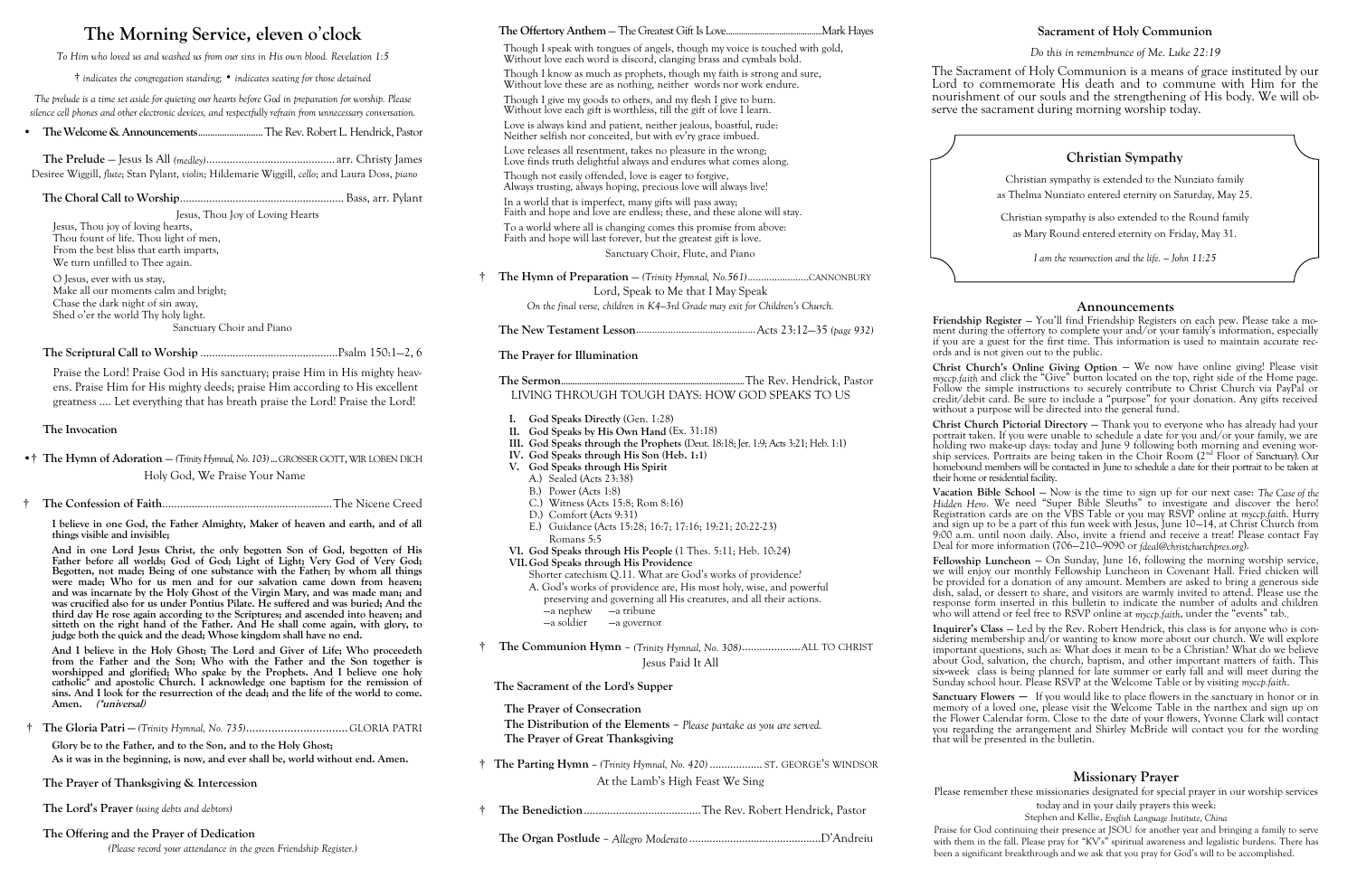# The Morning Service, eleven o'clock

*To Him who loved us and washed us from our sins in His own blood. Revelation 1:5*

† *indicates the congregation standing;* • *indicates seating for those detained*

*The prelude is a time set aside for quieting our hearts before God in preparation for worship. Please silence cell phones and other electronic devices, and respectfully refrain from unnecessary conversation.*

• **The Welcome & Announcements**............................ The Rev. Robert L. Hendrick, Pastor

**The Prelude** – Jesus Is All *(medley)*............................................ arr. Christy James

Desiree Wiggill, *flute*; Stan Pylant, *violin*; Hildemarie Wiggill, *cello*; and Laura Doss, *piano*

**The Choral Call to Worship**........................................................ Bass, arr. Pylant

Jesus, Thou Joy of Loving Hearts

Jesus, Thou joy of loving hearts,
Thou fount of life. Thou light of men,
From the best bliss that earth imparts,
We turn unfilled to Thee again.

O Jesus, ever with us stay,
Make all our moments calm and bright;
Chase the dark night of sin away,
Shed o'er the world Thy holy light.

Sanctuary Choir and Piano

**The Scriptural Call to Worship** ...............................................Psalm 150:1–2, 6

Praise the Lord! Praise God in His sanctuary; praise Him in His mighty heavens. Praise Him for His mighty deeds; praise Him according to His excellent greatness .... Let everything that has breath praise the Lord! Praise the Lord!

**The Invocation**

•† **The Hymn of Adoration** – *(Trinity Hymnal, No. 103)* ... GROSSER GOTT, WIR LOBEN DICH

Holy God, We Praise Your Name

† **The Confession of Faith**..........................................................The Nicene Creed

**I believe in one God, the Father Almighty, Maker of heaven and earth, and of all things visible and invisible;**

**And in one Lord Jesus Christ, the only begotten Son of God, begotten of His Father before all worlds; God of God; Light of Light; Very God of Very God; Begotten, not made; Being of one substance with the Father; by whom all things were made; Who for us men and for our salvation came down from heaven; and was incarnate by the Holy Ghost of the Virgin Mary, and was made man; and was crucified also for us under Pontius Pilate. He suffered and was buried; And the third day He rose again according to the Scriptures; and ascended into heaven; and sitteth on the right hand of the Father. And He shall come again, with glory, to judge both the quick and the dead; Whose kingdom shall have no end.**

**And I believe in the Holy Ghost; The Lord and Giver of Life; Who proceedeth from the Father and the Son; Who with the Father and the Son together is worshipped and glorified; Who spake by the Prophets. And I believe one holy catholic\* and apostolic Church. I acknowledge one baptism for the remission of sins. And I look for the resurrection of the dead; and the life of the world to come. Amen.** *(\*universal)*

† **The Gloria Patri** – *(Trinity Hymnal, No. 735)*................................ GLORIA PATRI

**Glory be to the Father, and to the Son, and to the Holy Ghost;**
**As it was in the beginning, is now, and ever shall be, world without end. Amen.**

**The Prayer of Thanksgiving & Intercession**

**The Lord's Prayer** *(using debts and debtors)*

**The Offering and the Prayer of Dedication**

*(Please record your attendance in the green Friendship Register.)*

**The Offertory Anthem** – The Greatest Gift Is Love.............................................Mark Hayes

Though I speak with tongues of angels, though my voice is touched with gold,
Without love each word is discord, clanging brass and cymbals bold.

Though I know as much as prophets, though my faith is strong and sure,
Without love these are as nothing, neither words nor work endure.

Though I give my goods to others, and my flesh I give to burn.
Without love each gift is worthless, till the gift of love I learn.

Love is always kind and patient, neither jealous, boastful, rude:
Neither selfish nor conceited, but with ev'ry grace imbued.

Love releases all resentment, takes no pleasure in the wrong;
Love finds truth delightful always and endures what comes along.

Though not easily offended, love is eager to forgive,
Always trusting, always hoping, precious love will always live!

In a world that is imperfect, many gifts will pass away;
Faith and hope and love are endless; these, and these alone will stay.

To a world where all is changing comes this promise from above:
Faith and hope will last forever, but the greatest gift is love.

Sanctuary Choir, Flute, and Piano

† **The Hymn of Preparation** – *(Trinity Hymnal, No.561)*.......................CANNONBURY

Lord, Speak to Me that I May Speak

*On the final verse, children in K4–3rd Grade may exit for Children's Church.*

**The New Testament Lesson**.............................................Acts 23:12–35 *(page 932)*

**The Prayer for Illumination**

**The Sermon**.................................................................................The Rev. Hendrick, Pastor

LIVING THROUGH TOUGH DAYS: HOW GOD SPEAKS TO US

I. **God Speaks Directly** (Gen. 1:28)
II. **God Speaks by His Own Hand** (Ex. 31:18)
III. **God Speaks through the Prophets** (Deut. 18:18; Jer. 1:9; Acts 3:21; Heb. 1:1)
IV. **God Speaks through His Son (Heb. 1:1)**
V. **God Speaks through His Spirit**
   A.) Sealed (Acts 23:38)
   B.) Power (Acts 1:8)
   C.) Witness (Acts 15:8; Rom 8:16)
   D.) Comfort (Acts 9:31)
   E.) Guidance (Acts 15:28; 16:7; 17:16; 19:21; 20:22-23) Romans 5:5
VI. **God Speaks through His People** (1 Thes. 5:11; Heb. 10:24)
VII. **God Speaks through His Providence**
   Shorter catechism Q.11. What are God's works of providence?
   A. God's works of providence are, His most holy, wise, and powerful preserving and governing all His creatures, and all their actions.
   –a nephew –a tribune
   –a soldier –a governor

† **The Communion Hymn** – *(Trinity Hymnal, No. 308)*....................ALL TO CHRIST

Jesus Paid It All

**The Sacrament of the Lord's Supper**

**The Prayer of Consecration**
**The Distribution of the Elements** – *Please partake as you are served.*
**The Prayer of Great Thanksgiving**

† **The Parting Hymn** – *(Trinity Hymnal, No. 420)* .................. ST. GEORGE'S WINDSOR

At the Lamb's High Feast We Sing

† **The Benediction**........................................The Rev. Robert Hendrick, Pastor

**The Organ Postlude** – *Allegro Moderato*.............................................D'Andreiu

## Sacrament of Holy Communion

*Do this in remembrance of Me. Luke 22:19*

The Sacrament of Holy Communion is a means of grace instituted by our Lord to commemorate His death and to commune with Him for the nourishment of our souls and the strengthening of His body. We will observe the sacrament during morning worship today.

## Christian Sympathy

Christian sympathy is extended to the Nunziato family as Thelma Nunziato entered eternity on Saturday, May 25.

Christian sympathy is also extended to the Round family as Mary Round entered eternity on Friday, May 31.

*I am the resurrection and the life. – John 11:25*

## Announcements

**Friendship Register** – You'll find Friendship Registers on each pew. Please take a moment during the offertory to complete your and/or your family's information, especially if you are a guest for the first time. This information is used to maintain accurate records and is not given out to the public.

**Christ Church's Online Giving Option** – We now have online giving! Please visit *myccp.faith* and click the "Give" button located on the top, right side of the Home page. Follow the simple instructions to securely contribute to Christ Church via PayPal or credit/debit card. Be sure to include a "purpose" for your donation. Any gifts received without a purpose will be directed into the general fund.

**Christ Church Pictorial Directory** – Thank you to everyone who has already had your portrait taken. If you were unable to schedule a date for you and/or your family, we are holding two make-up days: today and June 9 following both morning and evening worship services. Portraits are being taken in the Choir Room (2nd Floor of Sanctuary). Our homebound members will be contacted in June to schedule a date for their portrait to be taken at their home or residential facility.

**Vacation Bible School** – Now is the time to sign up for our next case: *The Case of the Hidden Hero*. We need "Super Bible Sleuths" to investigate and discover the hero! Registration cards are on the VBS Table or you may RSVP online at *myccp.faith*. Hurry and sign up to be a part of this fun week with Jesus, June 10–14, at Christ Church from 9:00 a.m. until noon daily. Also, invite a friend and receive a treat! Please contact Fay Deal for more information (706–210–9090 or *fdeal@christchurchpres.org*).

**Fellowship Luncheon** – On Sunday, June 16, following the morning worship service, we will enjoy our monthly Fellowship Luncheon in Covenant Hall. Fried chicken will be provided for a donation of any amount. Members are asked to bring a generous side dish, salad, or dessert to share, and visitors are warmly invited to attend. Please use the response form inserted in this bulletin to indicate the number of adults and children who will attend or feel free to RSVP online at *myccp.faith*, under the "events" tab..

**Inquirer's Class** – Led by the Rev. Robert Hendrick, this class is for anyone who is considering membership and/or wanting to know more about our church. We will explore important questions, such as: What does it mean to be a Christian? What do we believe about God, salvation, the church, baptism, and other important matters of faith. This six-week class is being planned for late summer or early fall and will meet during the Sunday school hour. Please RSVP at the Welcome Table or by visiting *myccp.faith*.

**Sanctuary Flowers** – If you would like to place flowers in the sanctuary in honor or in memory of a loved one, please visit the Welcome Table in the narthex and sign up on the Flower Calendar form. Close to the date of your flowers, Yvonne Clark will contact you regarding the arrangement and Shirley McBride will contact you for the wording that will be presented in the bulletin.

## Missionary Prayer

Please remember these missionaries designated for special prayer in our worship services today and in your daily prayers this week:

Stephen and Kellie, *English Language Institute, China*

Praise for God continuing their presence at JSOU for another year and bringing a family to serve with them in the fall. Please pray for "KV's" spiritual awareness and legalistic burdens. There has been a significant breakthrough and we ask that you pray for God's will to be accomplished.